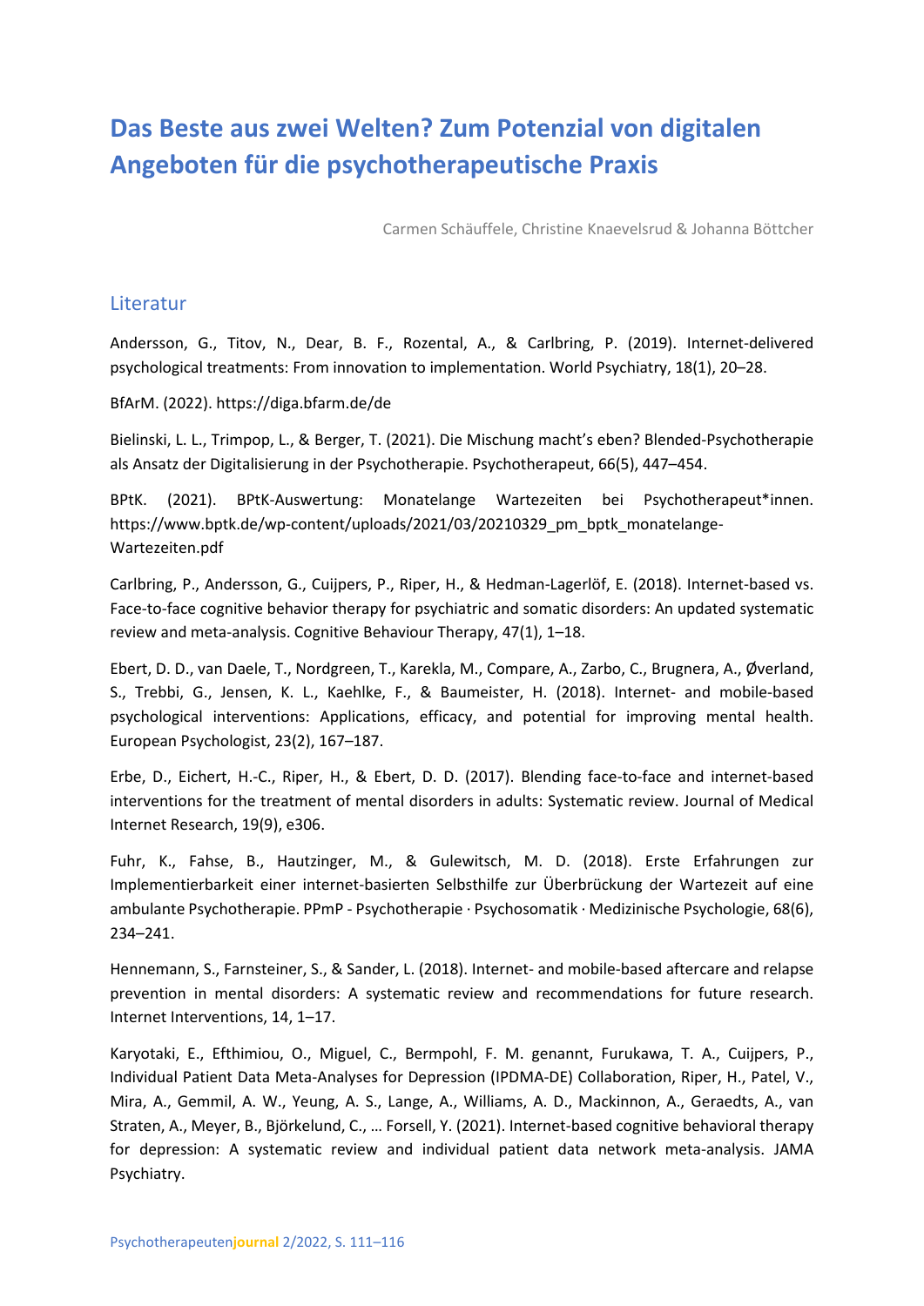# Das Beste aus zwei Welten? Zum Potenzial von digitalen Angeboten für die psychotherapeutische Praxis

Carmen Schäuffele, Christine Knaevelsrud & Johanna Böttcher

## Literatur

Andersson, G., Titov, N., Dear, B. F., Rozental, A., & Carlbring, P. (2019). Internet-delivered psychological treatments: From innovation to implementation. World Psychiatry, 18(1), 20–28.

BfArM. (2022). https://diga.bfarm.de/de

Bielinski, L. L., Trimpop, L., & Berger, T. (2021). Die Mischung macht's eben? Blended-Psychotherapie als Ansatz der Digitalisierung in der Psychotherapie. Psychotherapeut, 66(5), 447–454.

BPtK. (2021). BPtK-Auswertung: Monatelange Wartezeiten bei Psychotherapeut*innen. https://www.bptk.de/wp-content/uploads/2021/03/20210329_pm_bptk_monatelange-Wartezeiten.pdf

Carlbring, P., Andersson, G., Cuijpers, P., Riper, H., & Hedman-Lagerlöf, E. (2018). Internet-based vs. Face-to-face cognitive behavior therapy for psychiatric and somatic disorders: An updated systematic review and meta-analysis. Cognitive Behaviour Therapy, 47(1), 1–18.

Ebert, D. D., van Daele, T., Nordgreen, T., Karekla, M., Compare, A., Zarbo, C., Brugnera, A., Øverland, S., Trebbi, G., Jensen, K. L., Kaehlke, F., & Baumeister, H. (2018). Internet- and mobile-based psychological interventions: Applications, efficacy, and potential for improving mental health. European Psychologist, 23(2), 167–187.

Erbe, D., Eichert, H.-C., Riper, H., & Ebert, D. D. (2017). Blending face-to-face and internet-based interventions for the treatment of mental disorders in adults: Systematic review. Journal of Medical Internet Research, 19(9), e306.

Fuhr, K., Fahse, B., Hautzinger, M., & Gulewitsch, M. D. (2018). Erste Erfahrungen zur Implementierbarkeit einer internet-basierten Selbsthilfe zur Überbrückung der Wartezeit auf eine ambulante Psychotherapie. PPmP - Psychotherapie · Psychosomatik · Medizinische Psychologie, 68(6), 234–241.

Hennemann, S., Farnsteiner, S., & Sander, L. (2018). Internet- and mobile-based aftercare and relapse prevention in mental disorders: A systematic review and recommendations for future research. Internet Interventions, 14, 1–17.

Karyotaki, E., Efthimiou, O., Miguel, C., Bermpohl, F. M. genannt, Furukawa, T. A., Cuijpers, P., Individual Patient Data Meta-Analyses for Depression (IPDMA-DE) Collaboration, Riper, H., Patel, V., Mira, A., Gemmil, A. W., Yeung, A. S., Lange, A., Williams, A. D., Mackinnon, A., Geraedts, A., van Straten, A., Meyer, B., Björkelund, C., … Forsell, Y. (2021). Internet-based cognitive behavioral therapy for depression: A systematic review and individual patient data network meta-analysis. JAMA Psychiatry.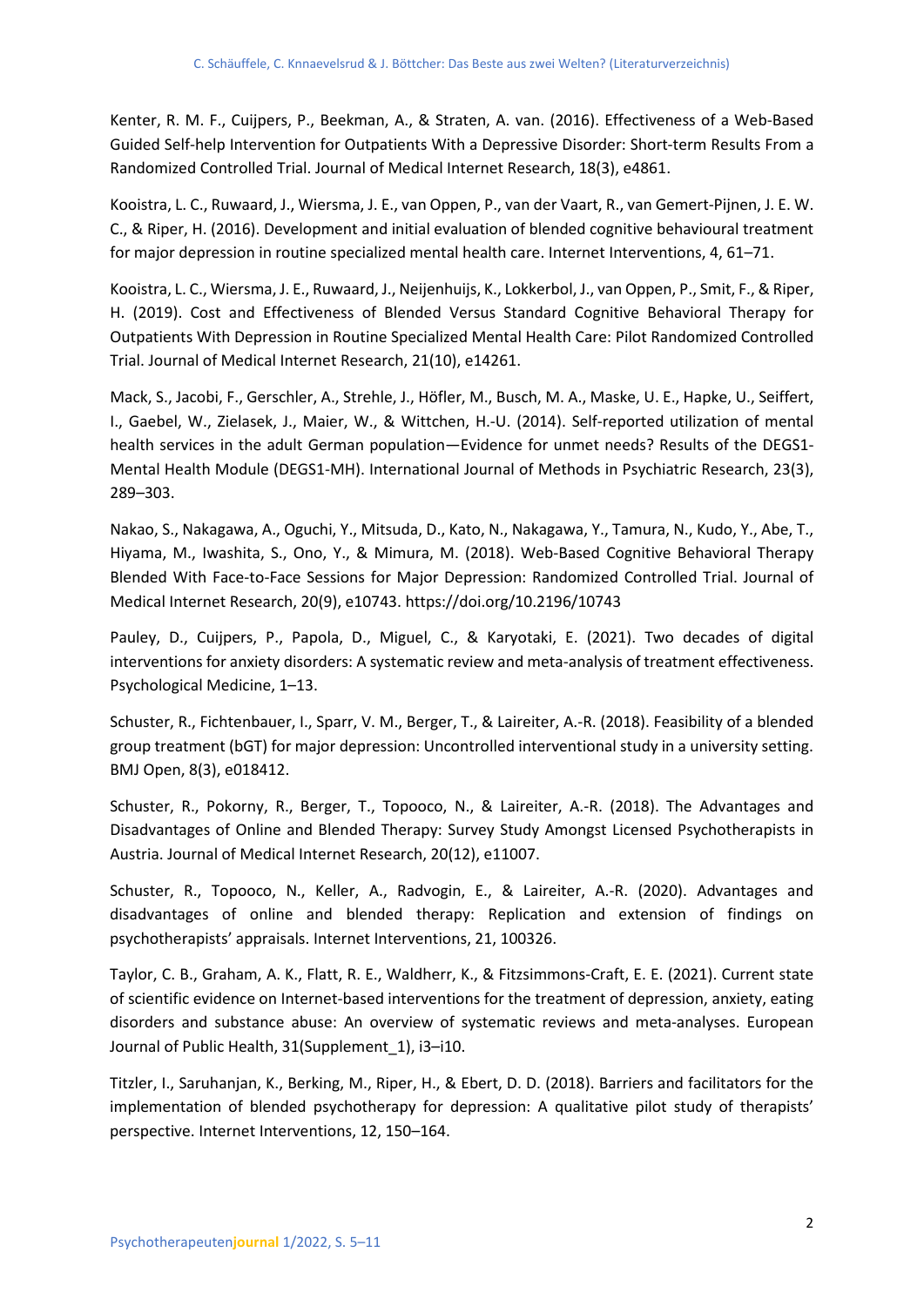Kenter, R. M. F., Cuijpers, P., Beekman, A., & Straten, A. van. (2016). Effectiveness of a Web-Based Guided Self-help Intervention for Outpatients With a Depressive Disorder: Short-term Results From a Randomized Controlled Trial. Journal of Medical Internet Research, 18(3), e4861.

Kooistra, L. C., Ruwaard, J., Wiersma, J. E., van Oppen, P., van der Vaart, R., van Gemert-Pijnen, J. E. W. C., & Riper, H. (2016). Development and initial evaluation of blended cognitive behavioural treatment for major depression in routine specialized mental health care. Internet Interventions, 4, 61–71.

Kooistra, L. C., Wiersma, J. E., Ruwaard, J., Neijenhuijs, K., Lokkerbol, J., van Oppen, P., Smit, F., & Riper, H. (2019). Cost and Effectiveness of Blended Versus Standard Cognitive Behavioral Therapy for Outpatients With Depression in Routine Specialized Mental Health Care: Pilot Randomized Controlled Trial. Journal of Medical Internet Research, 21(10), e14261.

Mack, S., Jacobi, F., Gerschler, A., Strehle, J., Höfler, M., Busch, M. A., Maske, U. E., Hapke, U., Seiffert, I., Gaebel, W., Zielasek, J., Maier, W., & Wittchen, H.-U. (2014). Self-reported utilization of mental health services in the adult German population—Evidence for unmet needs? Results of the DEGS1-Mental Health Module (DEGS1-MH). International Journal of Methods in Psychiatric Research, 23(3), 289–303.

Nakao, S., Nakagawa, A., Oguchi, Y., Mitsuda, D., Kato, N., Nakagawa, Y., Tamura, N., Kudo, Y., Abe, T., Hiyama, M., Iwashita, S., Ono, Y., & Mimura, M. (2018). Web-Based Cognitive Behavioral Therapy Blended With Face-to-Face Sessions for Major Depression: Randomized Controlled Trial. Journal of Medical Internet Research, 20(9), e10743. https://doi.org/10.2196/10743

Pauley, D., Cuijpers, P., Papola, D., Miguel, C., & Karyotaki, E. (2021). Two decades of digital interventions for anxiety disorders: A systematic review and meta-analysis of treatment effectiveness. Psychological Medicine, 1–13.

Schuster, R., Fichtenbauer, I., Sparr, V. M., Berger, T., & Laireiter, A.-R. (2018). Feasibility of a blended group treatment (bGT) for major depression: Uncontrolled interventional study in a university setting. BMJ Open, 8(3), e018412.

Schuster, R., Pokorny, R., Berger, T., Topooco, N., & Laireiter, A.-R. (2018). The Advantages and Disadvantages of Online and Blended Therapy: Survey Study Amongst Licensed Psychotherapists in Austria. Journal of Medical Internet Research, 20(12), e11007.

Schuster, R., Topooco, N., Keller, A., Radvogin, E., & Laireiter, A.-R. (2020). Advantages and disadvantages of online and blended therapy: Replication and extension of findings on psychotherapists' appraisals. Internet Interventions, 21, 100326.

Taylor, C. B., Graham, A. K., Flatt, R. E., Waldherr, K., & Fitzsimmons-Craft, E. E. (2021). Current state of scientific evidence on Internet-based interventions for the treatment of depression, anxiety, eating disorders and substance abuse: An overview of systematic reviews and meta-analyses. European Journal of Public Health, 31(Supplement_1), i3–i10.

Titzler, I., Saruhanjan, K., Berking, M., Riper, H., & Ebert, D. D. (2018). Barriers and facilitators for the implementation of blended psychotherapy for depression: A qualitative pilot study of therapists' perspective. Internet Interventions, 12, 150–164.